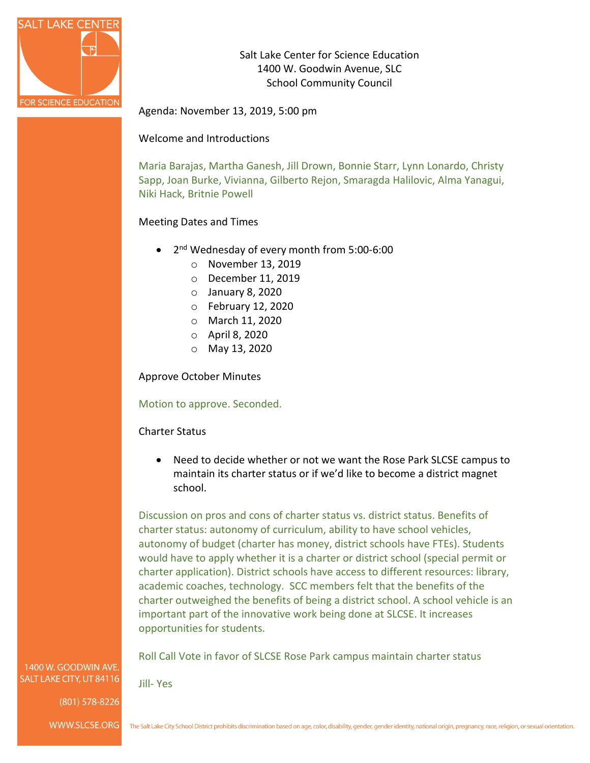Salt Lake Center for Science Education
1400 W. Goodwin Avenue, SLC
School Community Council

Agenda: November 13, 2019, 5:00 pm

Welcome and Introductions

Maria Barajas, Martha Ganesh, Jill Drown, Bonnie Starr, Lynn Lonardo, Christy Sapp, Joan Burke, Vivianna, Gilberto Rejon, Smaragda Halilovic, Alma Yanagui, Niki Hack, Britnie Powell

Meeting Dates and Times

- 2nd Wednesday of every month from 5:00-6:00
  - November 13, 2019
  - December 11, 2019
  - January 8, 2020
  - February 12, 2020
  - March 11, 2020
  - April 8, 2020
  - May 13, 2020

Approve October Minutes

Motion to approve. Seconded.

Charter Status

- Need to decide whether or not we want the Rose Park SLCSE campus to maintain its charter status or if we'd like to become a district magnet school.

Discussion on pros and cons of charter status vs. district status. Benefits of charter status: autonomy of curriculum, ability to have school vehicles, autonomy of budget (charter has money, district schools have FTEs). Students would have to apply whether it is a charter or district school (special permit or charter application). District schools have access to different resources: library, academic coaches, technology. SCC members felt that the benefits of the charter outweighed the benefits of being a district school. A school vehicle is an important part of the innovative work being done at SLCSE. It increases opportunities for students.

Roll Call Vote in favor of SLCSE Rose Park campus maintain charter status

Jill- Yes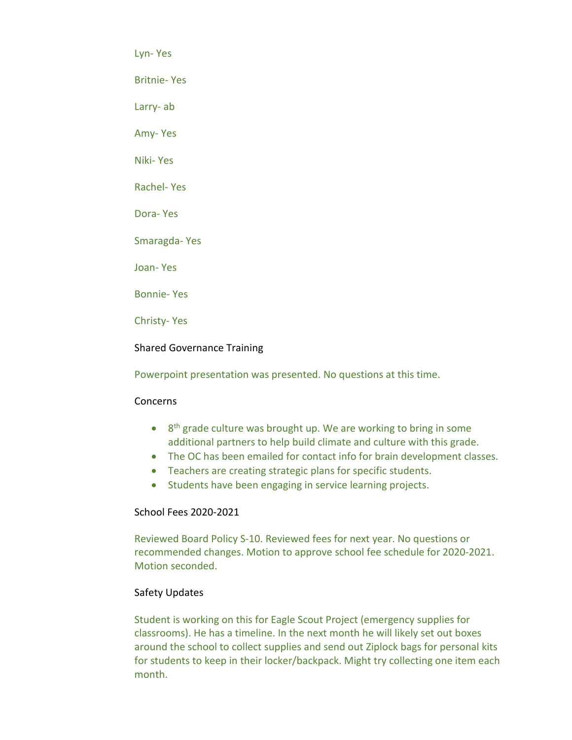Lyn- Yes

Britnie- Yes

Larry- ab

Amy- Yes

Niki- Yes

Rachel- Yes

Dora- Yes

Smaragda- Yes

Joan- Yes

Bonnie- Yes

Christy- Yes

### Shared Governance Training

Powerpoint presentation was presented. No questions at this time.

### Concerns

- 8th grade culture was brought up. We are working to bring in some additional partners to help build climate and culture with this grade.
- The OC has been emailed for contact info for brain development classes.
- Teachers are creating strategic plans for specific students.
- Students have been engaging in service learning projects.

### School Fees 2020-2021

Reviewed Board Policy S-10. Reviewed fees for next year. No questions or recommended changes. Motion to approve school fee schedule for 2020-2021. Motion seconded.

### Safety Updates

Student is working on this for Eagle Scout Project (emergency supplies for classrooms). He has a timeline. In the next month he will likely set out boxes around the school to collect supplies and send out Ziplock bags for personal kits for students to keep in their locker/backpack. Might try collecting one item each month.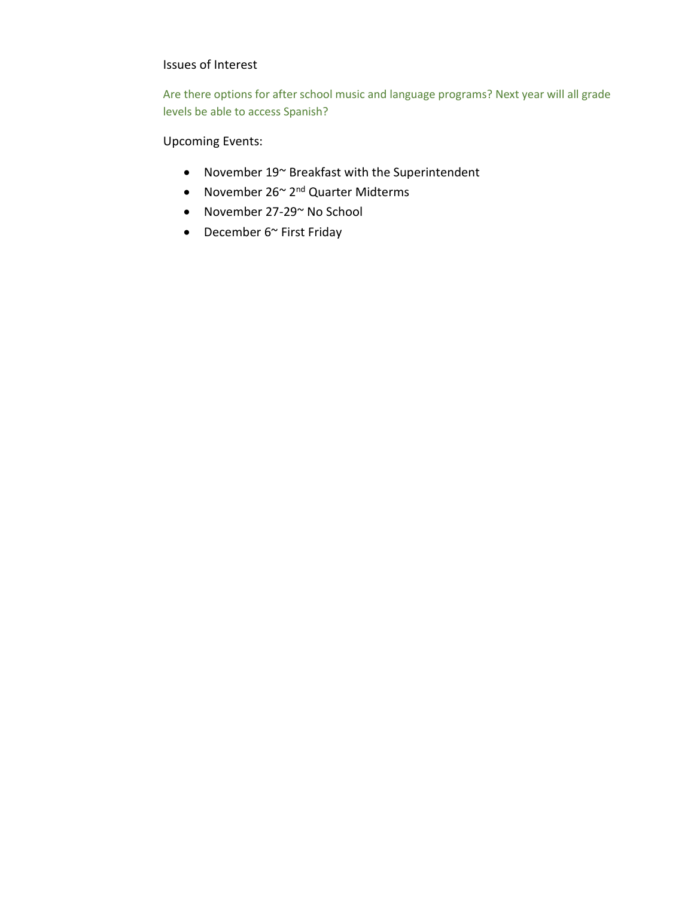Issues of Interest

Are there options for after school music and language programs? Next year will all grade levels be able to access Spanish?

Upcoming Events:

- November 19~ Breakfast with the Superintendent
- November 26~ 2nd Quarter Midterms
- November 27-29~ No School
- December 6~ First Friday